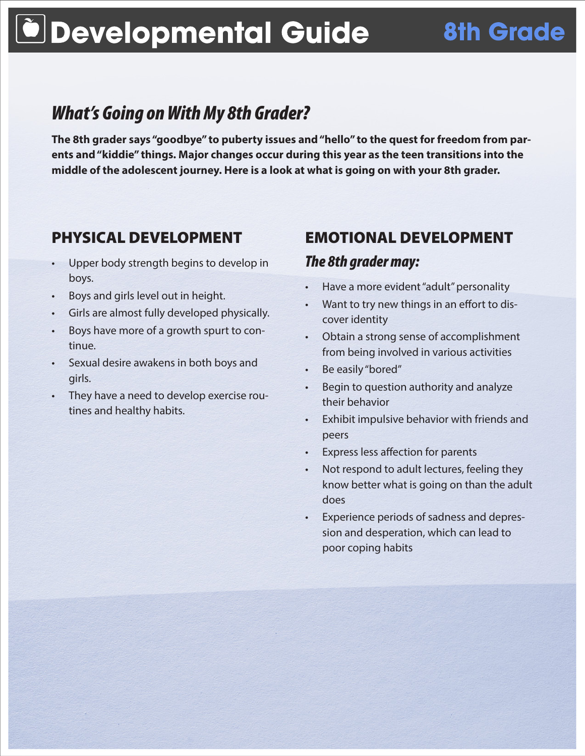# Developmental Guide 8th Grade

## *What's Going on With My 8th Grader?*

**The 8th grader says "goodbye" to puberty issues and "hello" to the quest for freedom from parents and "kiddie" things. Major changes occur during this year as the teen transitions into the middle of the adolescent journey. Here is a look at what is going on with your 8th grader.**

## PHYSICAL DEVELOPMENT

- Upper body strength begins to develop in boys.
- Boys and girls level out in height.
- Girls are almost fully developed physically.
- Boys have more of a growth spurt to continue.
- Sexual desire awakens in both boys and girls.
- They have a need to develop exercise routines and healthy habits.

## EMOTIONAL DEVELOPMENT

### *The 8th grader may:*

- Have a more evident "adult" personality
- Want to try new things in an effort to discover identity
- Obtain a strong sense of accomplishment from being involved in various activities
- Be easily "bored"
- Begin to question authority and analyze their behavior
- Exhibit impulsive behavior with friends and peers
- Express less affection for parents
- Not respond to adult lectures, feeling they know better what is going on than the adult does
- Experience periods of sadness and depression and desperation, which can lead to poor coping habits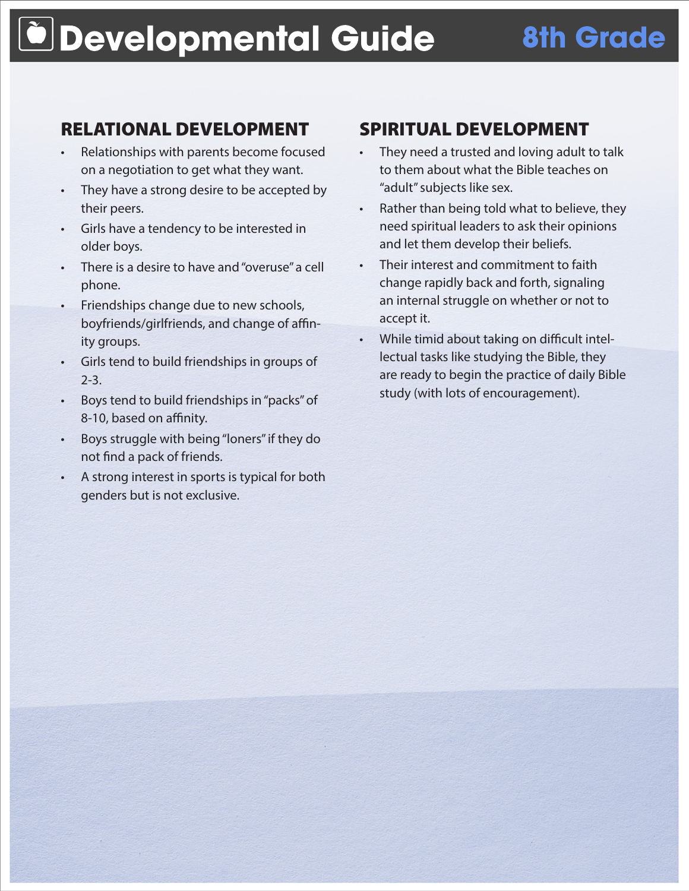# Developmental Guide 8th Grade

## RELATIONAL DEVELOPMENT

- Relationships with parents become focused on a negotiation to get what they want.
- They have a strong desire to be accepted by their peers.
- Girls have a tendency to be interested in older boys.
- There is a desire to have and "overuse" a cell phone.
- Friendships change due to new schools, boyfriends/girlfriends, and change of affinity groups.
- Girls tend to build friendships in groups of 2-3.
- Boys tend to build friendships in "packs" of 8-10, based on affinity.
- Boys struggle with being "loners" if they do not find a pack of friends.
- A strong interest in sports is typical for both genders but is not exclusive.

## SPIRITUAL DEVELOPMENT

- They need a trusted and loving adult to talk to them about what the Bible teaches on "adult" subjects like sex.
- Rather than being told what to believe, they need spiritual leaders to ask their opinions and let them develop their beliefs.
- Their interest and commitment to faith change rapidly back and forth, signaling an internal struggle on whether or not to accept it.
- While timid about taking on difficult intellectual tasks like studying the Bible, they are ready to begin the practice of daily Bible study (with lots of encouragement).